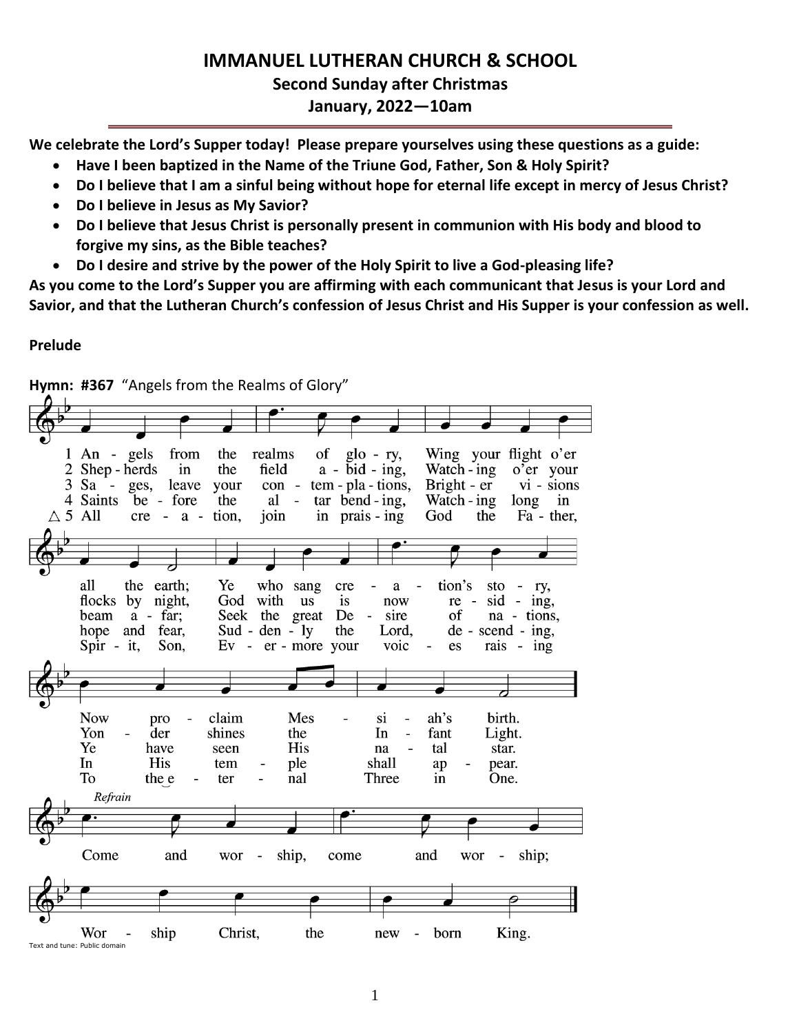# IMMANUEL LUTHERAN CHURCH & SCHOOL

## Second Sunday after Christmas

## January, 2022—10am

**We celebrate the Lord's Supper today! Please prepare yourselves using these questions as a guide:**

- **Have I been baptized in the Name of the Triune God, Father, Son & Holy Spirit?**
- **Do I believe that I am a sinful being without hope for eternal life except in mercy of Jesus Christ?**
- **Do I believe in Jesus as My Savior?**
- **Do I believe that Jesus Christ is personally present in communion with His body and blood to forgive my sins, as the Bible teaches?**
- **Do I desire and strive by the power of the Holy Spirit to live a God-pleasing life?**

**As you come to the Lord's Supper you are affirming with each communicant that Jesus is your Lord and Savior, and that the Lutheran Church's confession of Jesus Christ and His Supper is your confession as well.**

**Prelude**

**Hymn: #367** "Angels from the Realms of Glory"

1 Angels from the realms of glory, Wing your flight o'er all the earth;
Ye who sang creation's story, Now proclaim Messiah's birth.

2 Shepherds in the field abiding, Watching o'er your flocks by night,
God with us is now residing, Yonder shines the Infant Light.

3 Sages, leave your contemplations, Brighter visions beam afar;
Seek the great Desire of nations, Ye have seen His natal star.

4 Saints before the altar bending, Watching long in hope and fear,
Suddenly the Lord, descending, In His temple shall appear.

△ 5 All creation, join in praising God the Father, Spirit, Son,
Evermore your voices raising To the eternal Three in One.

*Refrain*
Come and worship, come and worship;
Worship Christ, the newborn King.

Text and tune: Public domain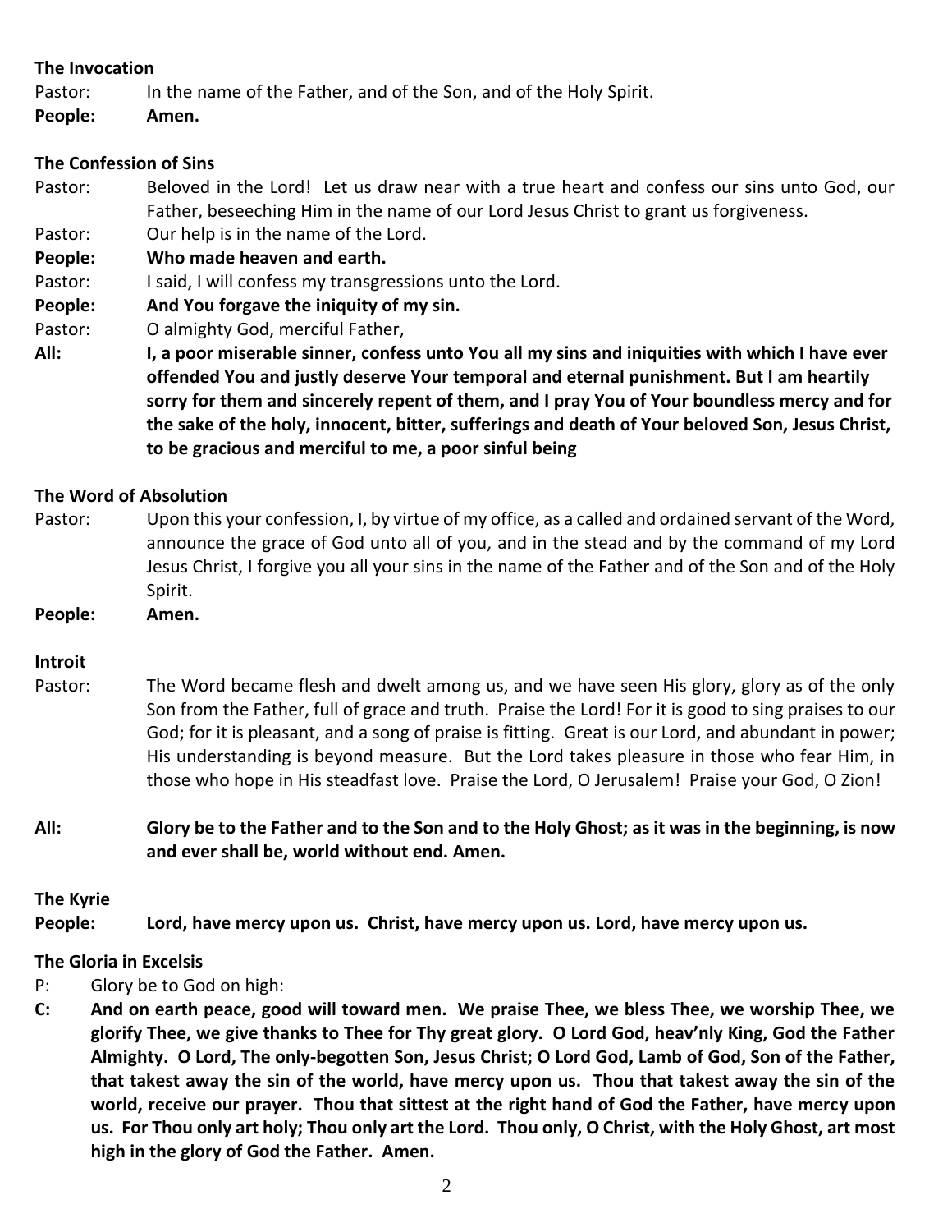**The Invocation**

Pastor: In the name of the Father, and of the Son, and of the Holy Spirit.

**People: Amen.**

**The Confession of Sins**

Pastor: Beloved in the Lord! Let us draw near with a true heart and confess our sins unto God, our Father, beseeching Him in the name of our Lord Jesus Christ to grant us forgiveness.

Pastor: Our help is in the name of the Lord.

**People: Who made heaven and earth.**

Pastor: I said, I will confess my transgressions unto the Lord.

**People: And You forgave the iniquity of my sin.**

Pastor: O almighty God, merciful Father,

**All: I, a poor miserable sinner, confess unto You all my sins and iniquities with which I have ever offended You and justly deserve Your temporal and eternal punishment. But I am heartily sorry for them and sincerely repent of them, and I pray You of Your boundless mercy and for the sake of the holy, innocent, bitter, sufferings and death of Your beloved Son, Jesus Christ, to be gracious and merciful to me, a poor sinful being**

**The Word of Absolution**

Pastor: Upon this your confession, I, by virtue of my office, as a called and ordained servant of the Word, announce the grace of God unto all of you, and in the stead and by the command of my Lord Jesus Christ, I forgive you all your sins in the name of the Father and of the Son and of the Holy Spirit.

**People: Amen.**

**Introit**

Pastor: The Word became flesh and dwelt among us, and we have seen His glory, glory as of the only Son from the Father, full of grace and truth. Praise the Lord! For it is good to sing praises to our God; for it is pleasant, and a song of praise is fitting. Great is our Lord, and abundant in power; His understanding is beyond measure. But the Lord takes pleasure in those who fear Him, in those who hope in His steadfast love. Praise the Lord, O Jerusalem! Praise your God, O Zion!

**All: Glory be to the Father and to the Son and to the Holy Ghost; as it was in the beginning, is now and ever shall be, world without end. Amen.**

**The Kyrie**

**People: Lord, have mercy upon us. Christ, have mercy upon us. Lord, have mercy upon us.**

**The Gloria in Excelsis**

P: Glory be to God on high:

**C: And on earth peace, good will toward men. We praise Thee, we bless Thee, we worship Thee, we glorify Thee, we give thanks to Thee for Thy great glory. O Lord God, heav'nly King, God the Father Almighty. O Lord, The only-begotten Son, Jesus Christ; O Lord God, Lamb of God, Son of the Father, that takest away the sin of the world, have mercy upon us. Thou that takest away the sin of the world, receive our prayer. Thou that sittest at the right hand of God the Father, have mercy upon us. For Thou only art holy; Thou only art the Lord. Thou only, O Christ, with the Holy Ghost, art most high in the glory of God the Father. Amen.**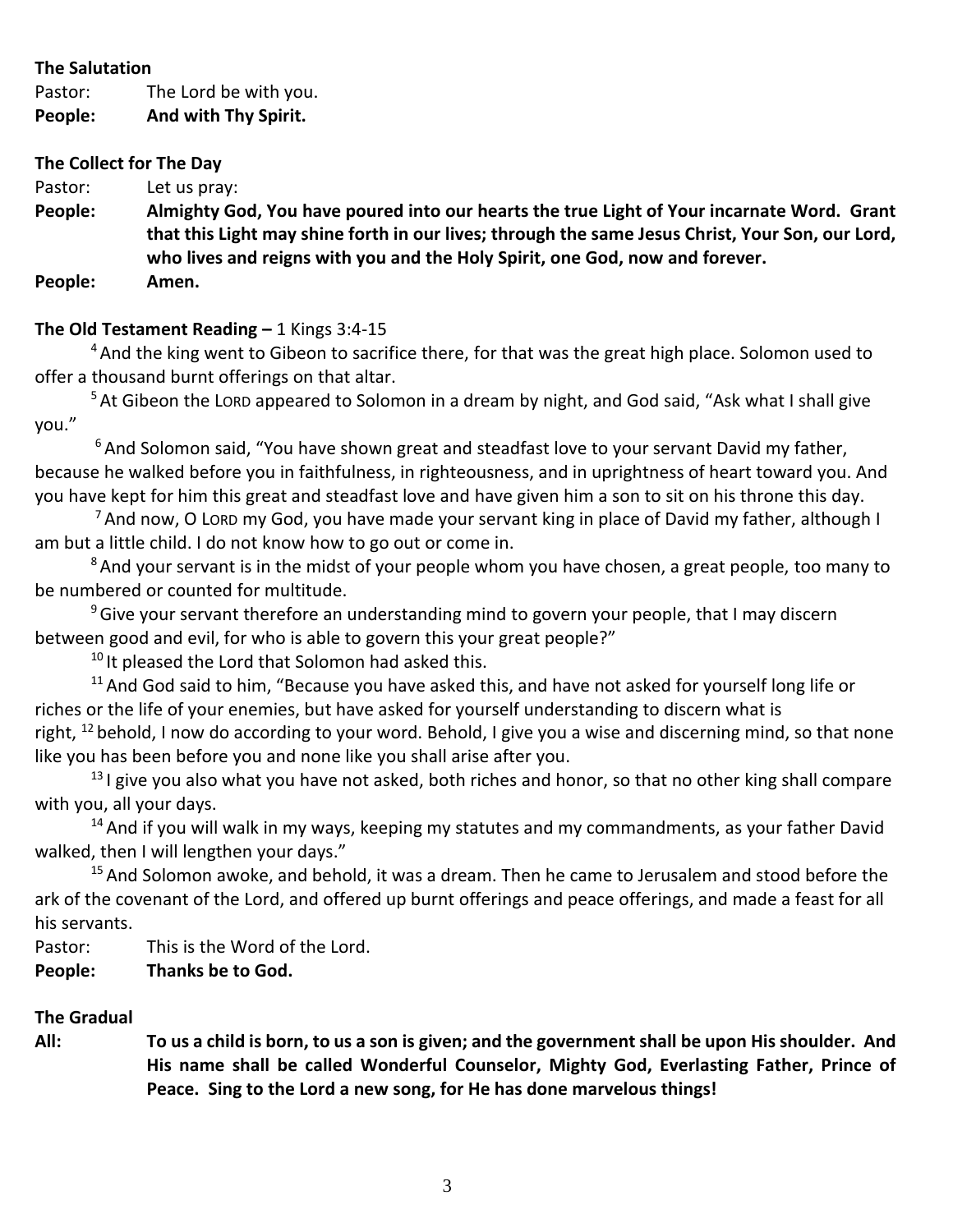**The Salutation**

Pastor: The Lord be with you.

**People: And with Thy Spirit.**

**The Collect for The Day**

Pastor: Let us pray:

**People: Almighty God, You have poured into our hearts the true Light of Your incarnate Word. Grant that this Light may shine forth in our lives; through the same Jesus Christ, Your Son, our Lord, who lives and reigns with you and the Holy Spirit, one God, now and forever.**

**People: Amen.**

**The Old Testament Reading –** 1 Kings 3:4-15

[4] And the king went to Gibeon to sacrifice there, for that was the great high place. Solomon used to offer a thousand burnt offerings on that altar.

[5] At Gibeon the LORD appeared to Solomon in a dream by night, and God said, "Ask what I shall give you."

[6] And Solomon said, "You have shown great and steadfast love to your servant David my father, because he walked before you in faithfulness, in righteousness, and in uprightness of heart toward you. And you have kept for him this great and steadfast love and have given him a son to sit on his throne this day.

[7] And now, O LORD my God, you have made your servant king in place of David my father, although I am but a little child. I do not know how to go out or come in.

[8] And your servant is in the midst of your people whom you have chosen, a great people, too many to be numbered or counted for multitude.

[9] Give your servant therefore an understanding mind to govern your people, that I may discern between good and evil, for who is able to govern this your great people?"

[10] It pleased the Lord that Solomon had asked this.

[11] And God said to him, "Because you have asked this, and have not asked for yourself long life or riches or the life of your enemies, but have asked for yourself understanding to discern what is right, [12] behold, I now do according to your word. Behold, I give you a wise and discerning mind, so that none like you has been before you and none like you shall arise after you.

[13] I give you also what you have not asked, both riches and honor, so that no other king shall compare with you, all your days.

[14] And if you will walk in my ways, keeping my statutes and my commandments, as your father David walked, then I will lengthen your days."

[15] And Solomon awoke, and behold, it was a dream. Then he came to Jerusalem and stood before the ark of the covenant of the Lord, and offered up burnt offerings and peace offerings, and made a feast for all his servants.

Pastor: This is the Word of the Lord.

**People: Thanks be to God.**

**The Gradual**

**All: To us a child is born, to us a son is given; and the government shall be upon His shoulder. And His name shall be called Wonderful Counselor, Mighty God, Everlasting Father, Prince of Peace. Sing to the Lord a new song, for He has done marvelous things!**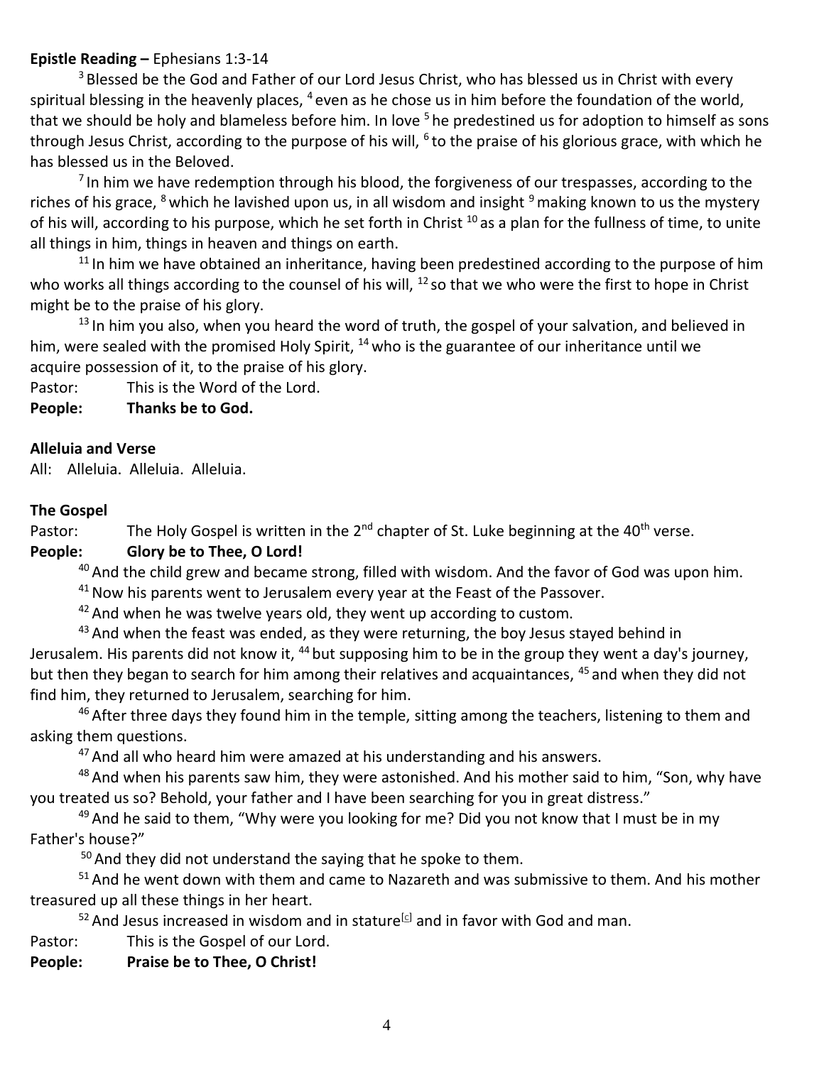**Epistle Reading –** Ephesians 1:3-14

[3] Blessed be the God and Father of our Lord Jesus Christ, who has blessed us in Christ with every spiritual blessing in the heavenly places, [4] even as he chose us in him before the foundation of the world, that we should be holy and blameless before him. In love [5] he predestined us for adoption to himself as sons through Jesus Christ, according to the purpose of his will, [6] to the praise of his glorious grace, with which he has blessed us in the Beloved.

[7] In him we have redemption through his blood, the forgiveness of our trespasses, according to the riches of his grace, [8] which he lavished upon us, in all wisdom and insight [9] making known to us the mystery of his will, according to his purpose, which he set forth in Christ [10] as a plan for the fullness of time, to unite all things in him, things in heaven and things on earth.

[11] In him we have obtained an inheritance, having been predestined according to the purpose of him who works all things according to the counsel of his will, [12] so that we who were the first to hope in Christ might be to the praise of his glory.

[13] In him you also, when you heard the word of truth, the gospel of your salvation, and believed in him, were sealed with the promised Holy Spirit, [14] who is the guarantee of our inheritance until we acquire possession of it, to the praise of his glory.

Pastor: This is the Word of the Lord.

**People: Thanks be to God.**

**Alleluia and Verse**

All: Alleluia. Alleluia. Alleluia.

**The Gospel**

Pastor: The Holy Gospel is written in the 2nd chapter of St. Luke beginning at the 40th verse.

**People: Glory be to Thee, O Lord!**

[40] And the child grew and became strong, filled with wisdom. And the favor of God was upon him.

[41] Now his parents went to Jerusalem every year at the Feast of the Passover.

[42] And when he was twelve years old, they went up according to custom.

[43] And when the feast was ended, as they were returning, the boy Jesus stayed behind in Jerusalem. His parents did not know it, [44] but supposing him to be in the group they went a day's journey, but then they began to search for him among their relatives and acquaintances, [45] and when they did not find him, they returned to Jerusalem, searching for him.

[46] After three days they found him in the temple, sitting among the teachers, listening to them and asking them questions.

[47] And all who heard him were amazed at his understanding and his answers.

[48] And when his parents saw him, they were astonished. And his mother said to him, "Son, why have you treated us so? Behold, your father and I have been searching for you in great distress."

[49] And he said to them, "Why were you looking for me? Did you not know that I must be in my Father's house?"

[50] And they did not understand the saying that he spoke to them.

[51] And he went down with them and came to Nazareth and was submissive to them. And his mother treasured up all these things in her heart.

[52] And Jesus increased in wisdom and in stature[c] and in favor with God and man.

Pastor: This is the Gospel of our Lord.

**People: Praise be to Thee, O Christ!**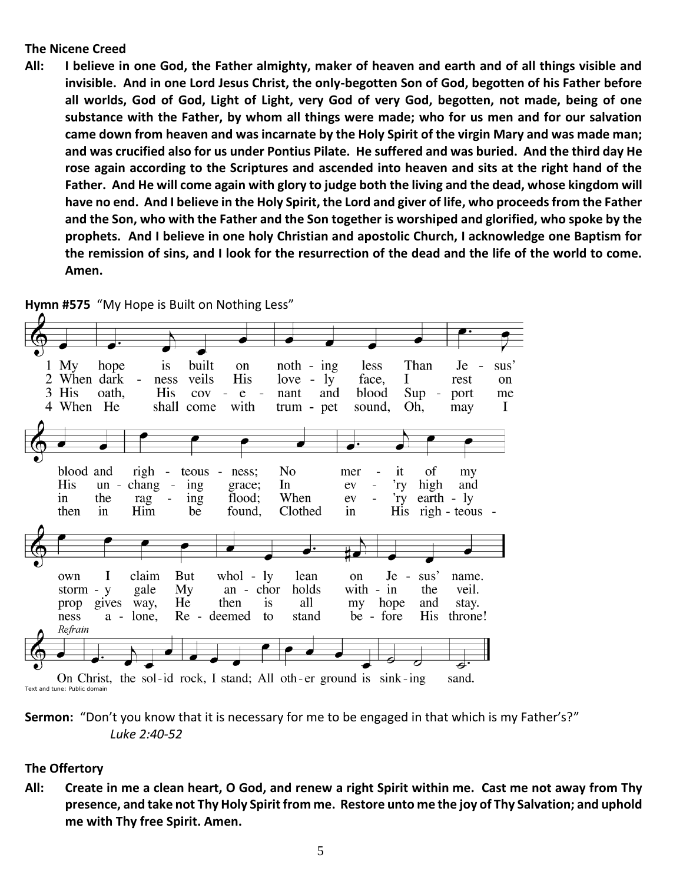**The Nicene Creed**

**All:** **I believe in one God, the Father almighty, maker of heaven and earth and of all things visible and invisible. And in one Lord Jesus Christ, the only-begotten Son of God, begotten of his Father before all worlds, God of God, Light of Light, very God of very God, begotten, not made, being of one substance with the Father, by whom all things were made; who for us men and for our salvation came down from heaven and was incarnate by the Holy Spirit of the virgin Mary and was made man; and was crucified also for us under Pontius Pilate. He suffered and was buried. And the third day He rose again according to the Scriptures and ascended into heaven and sits at the right hand of the Father. And He will come again with glory to judge both the living and the dead, whose kingdom will have no end. And I believe in the Holy Spirit, the Lord and giver of life, who proceeds from the Father and the Son, who with the Father and the Son together is worshiped and glorified, who spoke by the prophets. And I believe in one holy Christian and apostolic Church, I acknowledge one Baptism for the remission of sins, and I look for the resurrection of the dead and the life of the world to come. Amen.**

**Hymn #575** "My Hope is Built on Nothing Less"

1 My hope is built on nothing less Than Jesus' blood and righteousness; No merit of my own I claim But wholly lean on Jesus' name.

2 When darkness veils His lovely face, I rest on His unchanging grace; In every high and stormy gale My anchor holds within the veil.

3 His oath, His covenant and blood Support me in the raging flood; When every earthly prop gives way, He then is all my hope and stay.

4 When He shall come with trumpet sound, Oh, may I then in Him be found, Clothed in His righteousness alone, Redeemed to stand before His throne!

*Refrain*

On Christ, the solid rock, I stand; All other ground is sinking sand.

Text and tune: Public domain

**Sermon:** "Don't you know that it is necessary for me to be engaged in that which is my Father's?"
*Luke 2:40-52*

**The Offertory**

**All:** **Create in me a clean heart, O God, and renew a right Spirit within me. Cast me not away from Thy presence, and take not Thy Holy Spirit from me. Restore unto me the joy of Thy Salvation; and uphold me with Thy free Spirit. Amen.**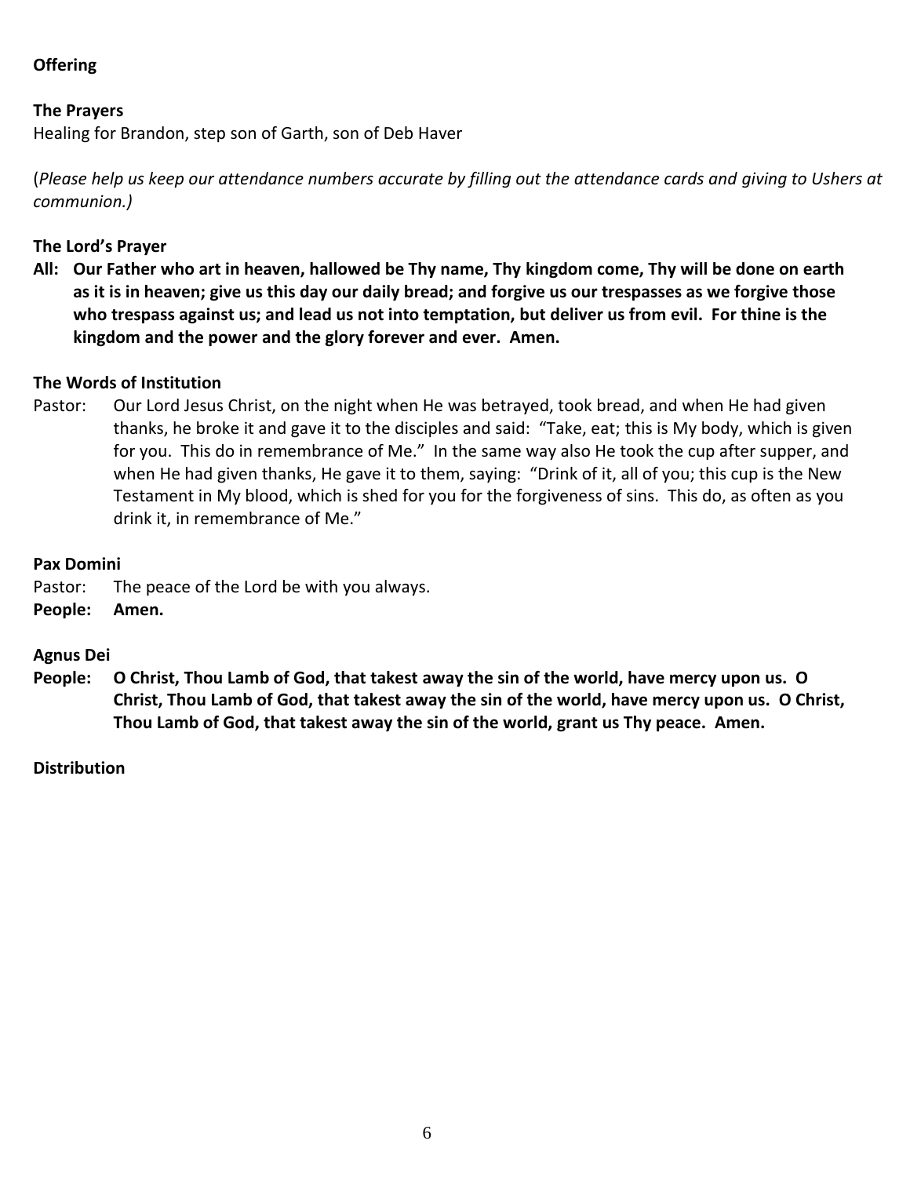**Offering**

**The Prayers**

Healing for Brandon, step son of Garth, son of Deb Haver

(*Please help us keep our attendance numbers accurate by filling out the attendance cards and giving to Ushers at communion.)*

**The Lord's Prayer**

**All: Our Father who art in heaven, hallowed be Thy name, Thy kingdom come, Thy will be done on earth as it is in heaven; give us this day our daily bread; and forgive us our trespasses as we forgive those who trespass against us; and lead us not into temptation, but deliver us from evil. For thine is the kingdom and the power and the glory forever and ever. Amen.**

**The Words of Institution**

Pastor: Our Lord Jesus Christ, on the night when He was betrayed, took bread, and when He had given thanks, he broke it and gave it to the disciples and said: "Take, eat; this is My body, which is given for you. This do in remembrance of Me." In the same way also He took the cup after supper, and when He had given thanks, He gave it to them, saying: "Drink of it, all of you; this cup is the New Testament in My blood, which is shed for you for the forgiveness of sins. This do, as often as you drink it, in remembrance of Me."

**Pax Domini**

Pastor: The peace of the Lord be with you always.

**People: Amen.**

**Agnus Dei**

**People: O Christ, Thou Lamb of God, that takest away the sin of the world, have mercy upon us. O Christ, Thou Lamb of God, that takest away the sin of the world, have mercy upon us. O Christ, Thou Lamb of God, that takest away the sin of the world, grant us Thy peace. Amen.**

**Distribution**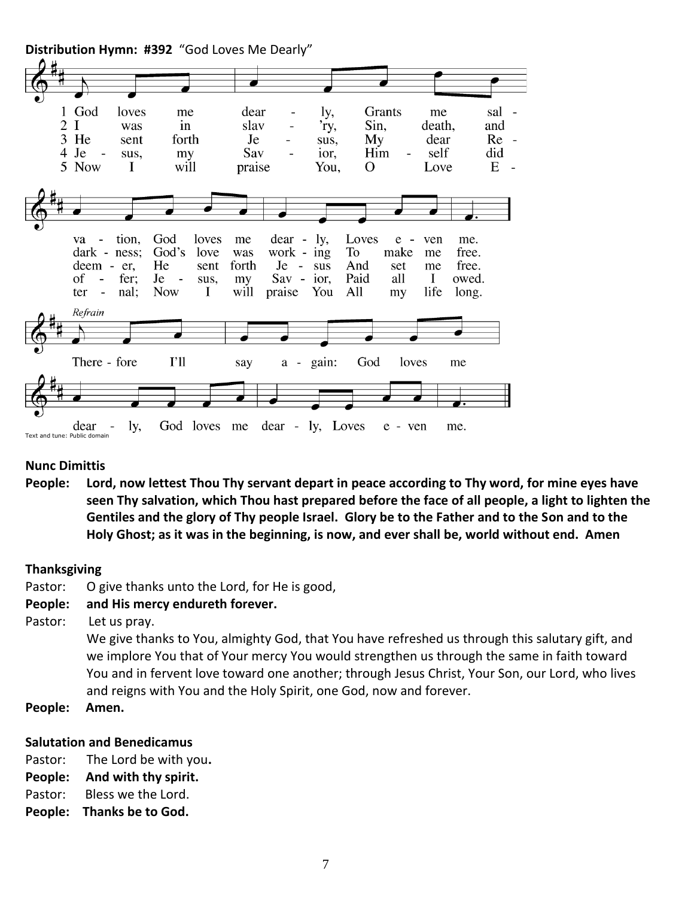**Distribution Hymn: #392** "God Loves Me Dearly"

1 God loves me dearly, Grants me salvation, God loves me dearly, Loves even me.
2 I was in slav'ry, Sin, death, and darkness; God's love was working To make me free.
3 He sent forth Jesus, My dear Redeemer, He sent forth Jesus And set me free.
4 Jesus, my Savior, Himself did offer; Jesus, my Savior, Paid all I owed.
5 Now I will praise You, O Love Eternal; Now I will praise You All my life long.

*Refrain*
Therefore I'll say again: God loves me dearly, God loves me dearly, Loves even me.

Text and tune: Public domain

**Nunc Dimittis**

**People: Lord, now lettest Thou Thy servant depart in peace according to Thy word, for mine eyes have seen Thy salvation, which Thou hast prepared before the face of all people, a light to lighten the Gentiles and the glory of Thy people Israel. Glory be to the Father and to the Son and to the Holy Ghost; as it was in the beginning, is now, and ever shall be, world without end. Amen**

**Thanksgiving**

Pastor: O give thanks unto the Lord, for He is good,

**People: and His mercy endureth forever.**

Pastor: Let us pray.
We give thanks to You, almighty God, that You have refreshed us through this salutary gift, and we implore You that of Your mercy You would strengthen us through the same in faith toward You and in fervent love toward one another; through Jesus Christ, Your Son, our Lord, who lives and reigns with You and the Holy Spirit, one God, now and forever.

**People: Amen.**

**Salutation and Benedicamus**

Pastor: The Lord be with you.

**People: And with thy spirit.**

Pastor: Bless we the Lord.

**People: Thanks be to God.**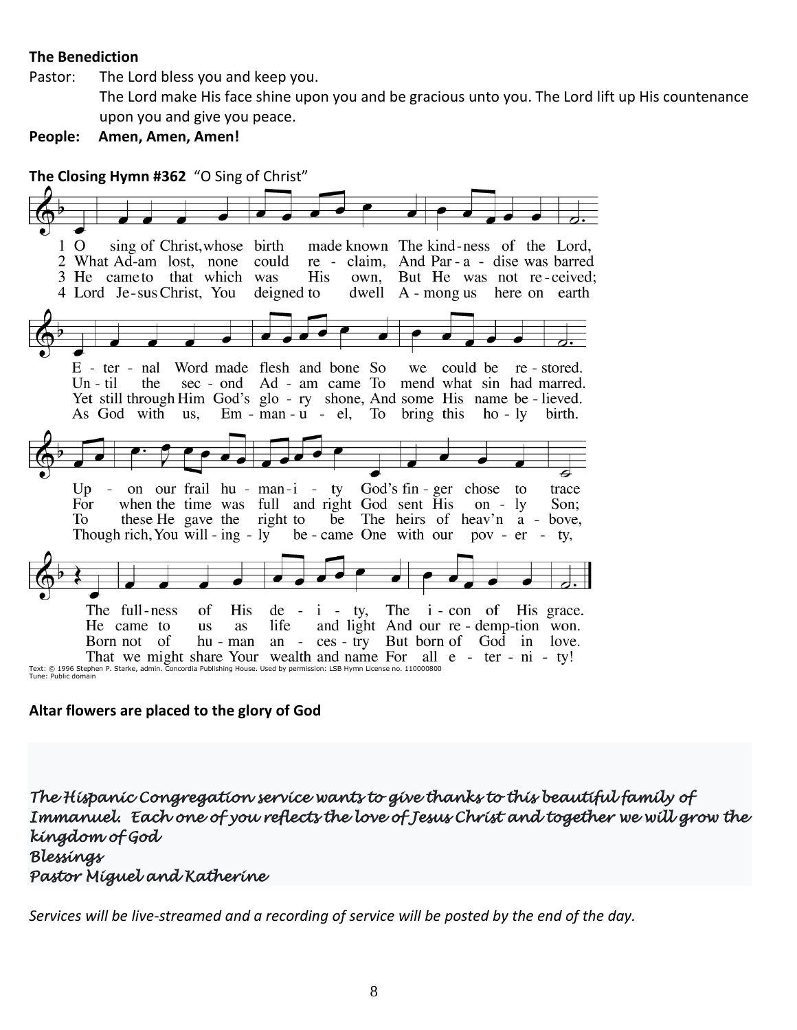**The Benediction**

Pastor: The Lord bless you and keep you.
The Lord make His face shine upon you and be gracious unto you. The Lord lift up His countenance upon you and give you peace.

**People: Amen, Amen, Amen!**

**The Closing Hymn #362** "O Sing of Christ"

1 O sing of Christ, whose birth made known The kind-ness of the Lord,
E - ter - nal Word made flesh and bone So we could be re - stored.
Up - on our frail hu - man-i - ty God's fin - ger chose to trace
The full-ness of His de - i - ty, The i - con of His grace.

2 What Ad-am lost, none could re - claim, And Par - a - dise was barred
Un - til the sec - ond Ad - am came To mend what sin had marred.
For when the time was full and right God sent His on - ly Son;
He came to us as life and light And our re - demp-tion won.

3 He came to that which was His own, But He was not re - ceived;
Yet still through Him God's glo - ry shone, And some His name be - lieved.
To these He gave the right to be The heirs of heav'n a - bove,
Born not of hu - man an - ces - try But born of God in love.

4 Lord Je - sus Christ, You deigned to dwell A - mong us here on earth
As God with us, Em - man - u - el, To bring this ho - ly birth.
Though rich, You will - ing - ly be - came One with our pov - er - ty,
That we might share Your wealth and name For all e - ter - ni - ty!

Text: © 1996 Stephen P. Starke, admin. Concordia Publishing House. Used by permission: LSB Hymn License no. 110000800
Tune: Public domain

**Altar flowers are placed to the glory of God**

*The Hispanic Congregation service wants to give thanks to this beautiful family of Immanuel. Each one of you reflects the love of Jesus Christ and together we will grow the kingdom of God*
*Blessings*
*Pastor Miguel and Katherine*

*Services will be live-streamed and a recording of service will be posted by the end of the day.*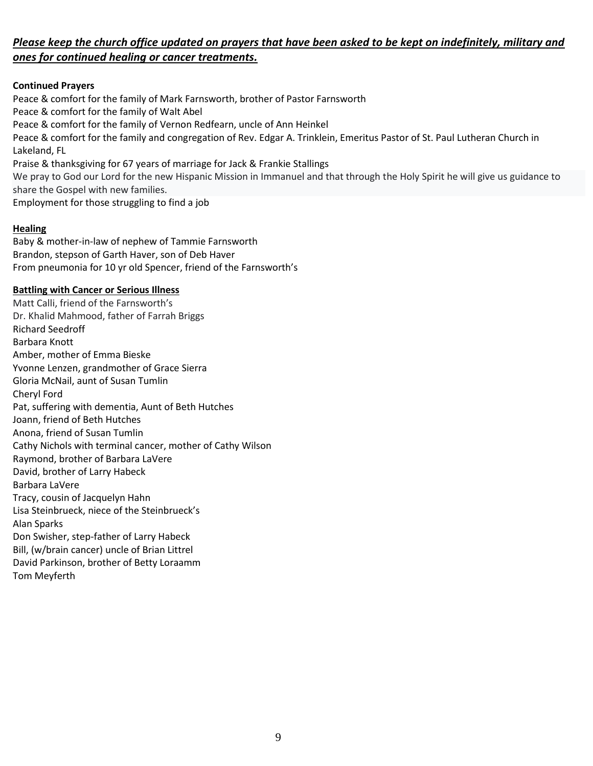***__Please keep the church office updated on prayers that have been asked to be kept on indefinitely, military and ones for continued healing or cancer treatments.__***

**Continued Prayers**

Peace & comfort for the family of Mark Farnsworth, brother of Pastor Farnsworth
Peace & comfort for the family of Walt Abel
Peace & comfort for the family of Vernon Redfearn, uncle of Ann Heinkel
Peace & comfort for the family and congregation of Rev. Edgar A. Trinklein, Emeritus Pastor of St. Paul Lutheran Church in Lakeland, FL
Praise & thanksgiving for 67 years of marriage for Jack & Frankie Stallings
We pray to God our Lord for the new Hispanic Mission in Immanuel and that through the Holy Spirit he will give us guidance to share the Gospel with new families.
Employment for those struggling to find a job

**__Healing__**

Baby & mother-in-law of nephew of Tammie Farnsworth
Brandon, stepson of Garth Haver, son of Deb Haver
From pneumonia for 10 yr old Spencer, friend of the Farnsworth's

**__Battling with Cancer or Serious Illness__**

Matt Calli, friend of the Farnsworth's
Dr. Khalid Mahmood, father of Farrah Briggs
Richard Seedroff
Barbara Knott
Amber, mother of Emma Bieske
Yvonne Lenzen, grandmother of Grace Sierra
Gloria McNail, aunt of Susan Tumlin
Cheryl Ford
Pat, suffering with dementia, Aunt of Beth Hutches
Joann, friend of Beth Hutches
Anona, friend of Susan Tumlin
Cathy Nichols with terminal cancer, mother of Cathy Wilson
Raymond, brother of Barbara LaVere
David, brother of Larry Habeck
Barbara LaVere
Tracy, cousin of Jacquelyn Hahn
Lisa Steinbrueck, niece of the Steinbrueck's
Alan Sparks
Don Swisher, step-father of Larry Habeck
Bill, (w/brain cancer) uncle of Brian Littrel
David Parkinson, brother of Betty Loraamm
Tom Meyferth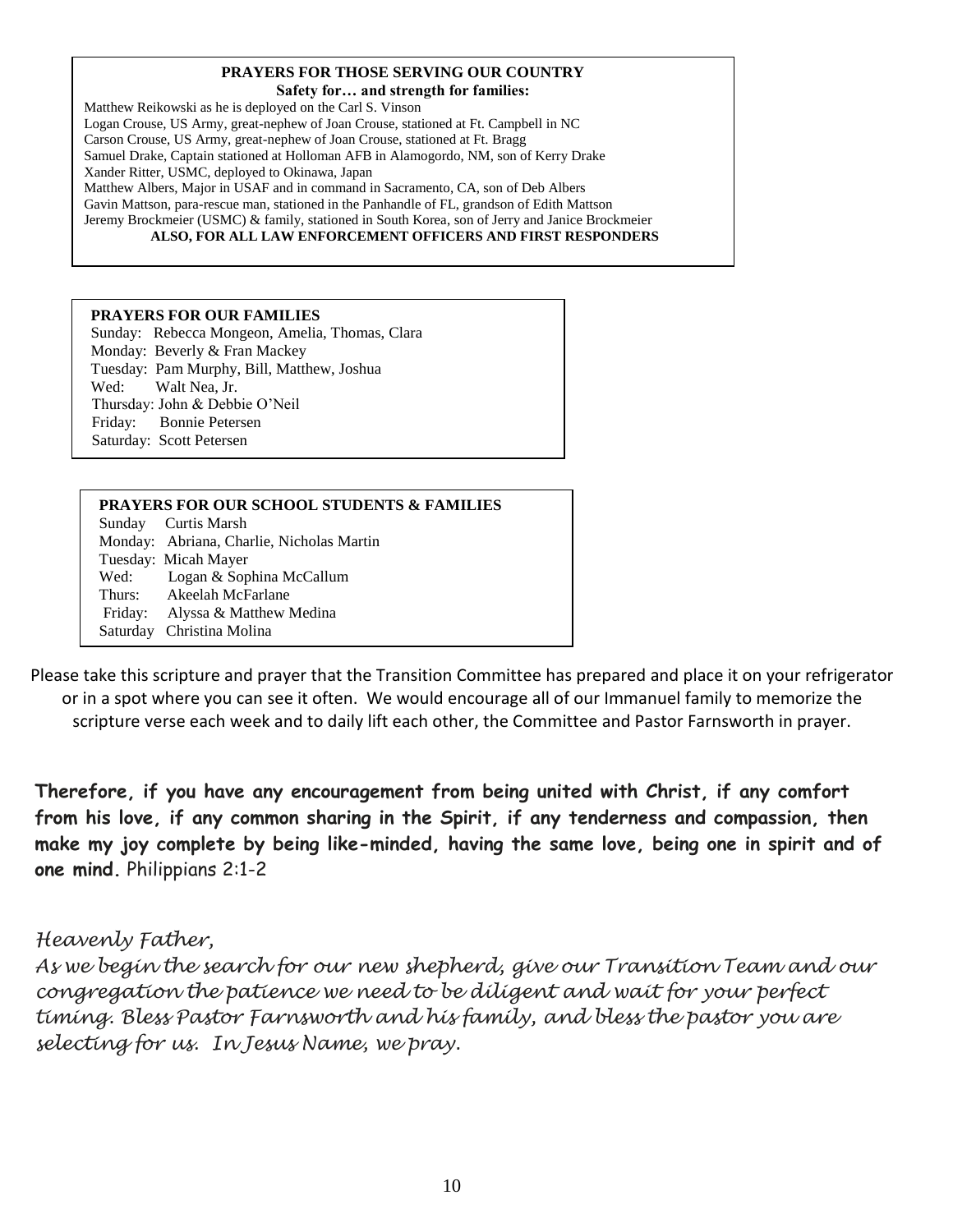**PRAYERS FOR THOSE SERVING OUR COUNTRY**

**Safety for… and strength for families:**

Matthew Reikowski as he is deployed on the Carl S. Vinson
Logan Crouse, US Army, great-nephew of Joan Crouse, stationed at Ft. Campbell in NC
Carson Crouse, US Army, great-nephew of Joan Crouse, stationed at Ft. Bragg
Samuel Drake, Captain stationed at Holloman AFB in Alamogordo, NM, son of Kerry Drake
Xander Ritter, USMC, deployed to Okinawa, Japan
Matthew Albers, Major in USAF and in command in Sacramento, CA, son of Deb Albers
Gavin Mattson, para-rescue man, stationed in the Panhandle of FL, grandson of Edith Mattson
Jeremy Brockmeier (USMC) & family, stationed in South Korea, son of Jerry and Janice Brockmeier

**ALSO, FOR ALL LAW ENFORCEMENT OFFICERS AND FIRST RESPONDERS**

**PRAYERS FOR OUR FAMILIES**

Sunday: Rebecca Mongeon, Amelia, Thomas, Clara
Monday: Beverly & Fran Mackey
Tuesday: Pam Murphy, Bill, Matthew, Joshua
Wed: Walt Nea, Jr.
Thursday: John & Debbie O'Neil
Friday: Bonnie Petersen
Saturday: Scott Petersen

**PRAYERS FOR OUR SCHOOL STUDENTS & FAMILIES**

Sunday Curtis Marsh
Monday: Abriana, Charlie, Nicholas Martin
Tuesday: Micah Mayer
Wed: Logan & Sophina McCallum
Thurs: Akeelah McFarlane
Friday: Alyssa & Matthew Medina
Saturday Christina Molina

Please take this scripture and prayer that the Transition Committee has prepared and place it on your refrigerator or in a spot where you can see it often. We would encourage all of our Immanuel family to memorize the scripture verse each week and to daily lift each other, the Committee and Pastor Farnsworth in prayer.

**Therefore, if you have any encouragement from being united with Christ, if any comfort from his love, if any common sharing in the Spirit, if any tenderness and compassion, then make my joy complete by being like-minded, having the same love, being one in spirit and of one mind.** Philippians 2:1-2

*Heavenly Father,*
*As we begin the search for our new shepherd, give our Transition Team and our congregation the patience we need to be diligent and wait for your perfect timing. Bless Pastor Farnsworth and his family, and bless the pastor you are selecting for us. In Jesus Name, we pray.*